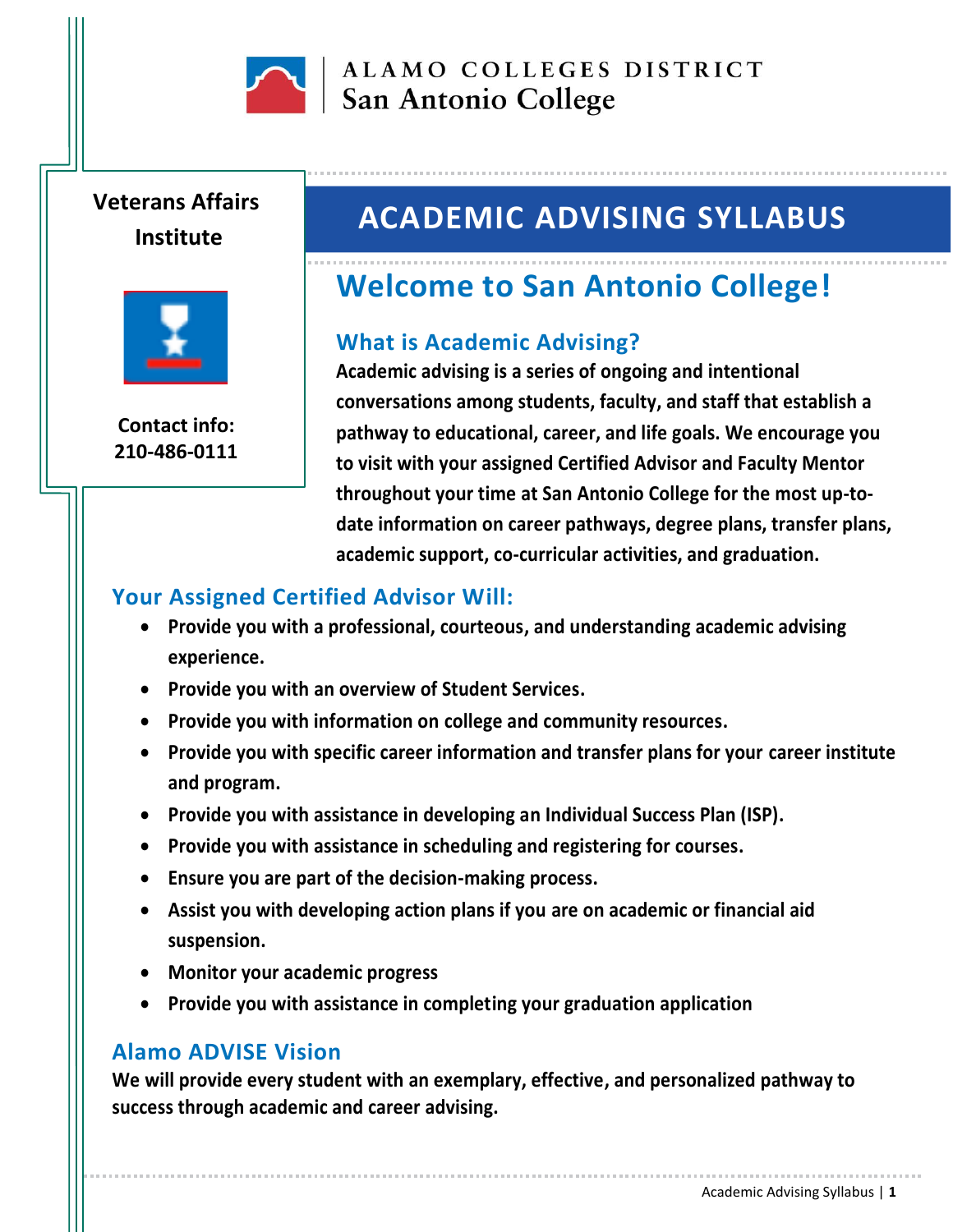ALAMO COLLEGES DISTRICT
San Antonio College

**Veterans Affairs Institute**

**Contact info: 210-486-0111**

# ACADEMIC ADVISING SYLLABUS

## Welcome to San Antonio College!

### What is Academic Advising?

**Academic advising is a series of ongoing and intentional conversations among students, faculty, and staff that establish a pathway to educational, career, and life goals. We encourage you to visit with your assigned Certified Advisor and Faculty Mentor throughout your time at San Antonio College for the most up-to-date information on career pathways, degree plans, transfer plans, academic support, co-curricular activities, and graduation.**

### Your Assigned Certified Advisor Will:

- **Provide you with a professional, courteous, and understanding academic advising experience.**
- **Provide you with an overview of Student Services.**
- **Provide you with information on college and community resources.**
- **Provide you with specific career information and transfer plans for your career institute and program.**
- **Provide you with assistance in developing an Individual Success Plan (ISP).**
- **Provide you with assistance in scheduling and registering for courses.**
- **Ensure you are part of the decision-making process.**
- **Assist you with developing action plans if you are on academic or financial aid suspension.**
- **Monitor your academic progress**
- **Provide you with assistance in completing your graduation application**

### Alamo ADVISE Vision

**We will provide every student with an exemplary, effective, and personalized pathway to success through academic and career advising.**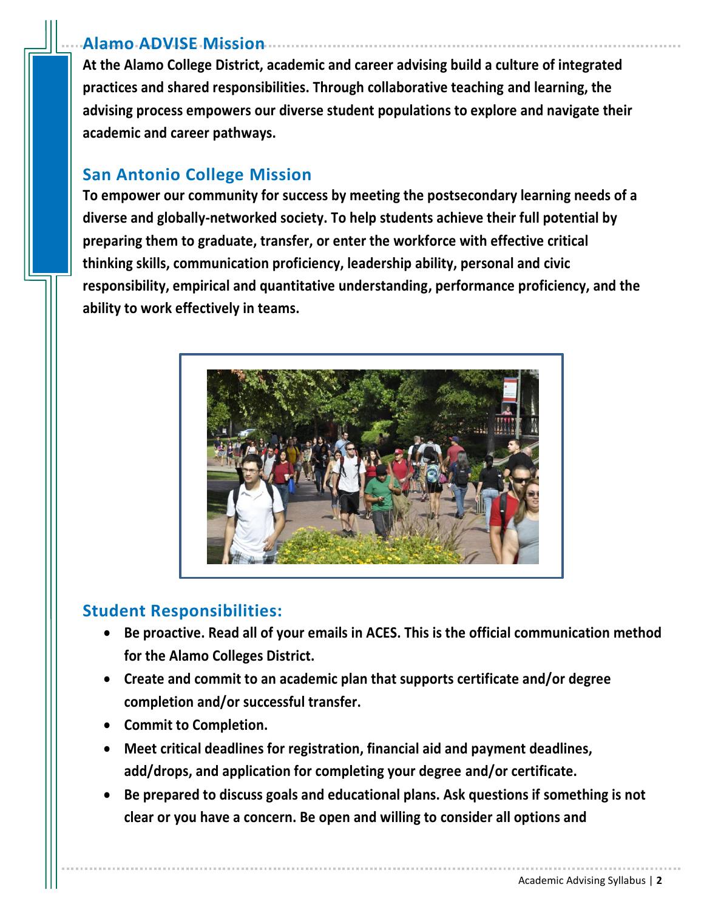## Alamo ADVISE Mission

**At the Alamo College District, academic and career advising build a culture of integrated practices and shared responsibilities. Through collaborative teaching and learning, the advising process empowers our diverse student populations to explore and navigate their academic and career pathways.**

## San Antonio College Mission

**To empower our community for success by meeting the postsecondary learning needs of a diverse and globally-networked society. To help students achieve their full potential by preparing them to graduate, transfer, or enter the workforce with effective critical thinking skills, communication proficiency, leadership ability, personal and civic responsibility, empirical and quantitative understanding, performance proficiency, and the ability to work effectively in teams.**

## Student Responsibilities:

- **Be proactive. Read all of your emails in ACES. This is the official communication method for the Alamo Colleges District.**
- **Create and commit to an academic plan that supports certificate and/or degree completion and/or successful transfer.**
- **Commit to Completion.**
- **Meet critical deadlines for registration, financial aid and payment deadlines, add/drops, and application for completing your degree and/or certificate.**
- **Be prepared to discuss goals and educational plans. Ask questions if something is not clear or you have a concern. Be open and willing to consider all options and**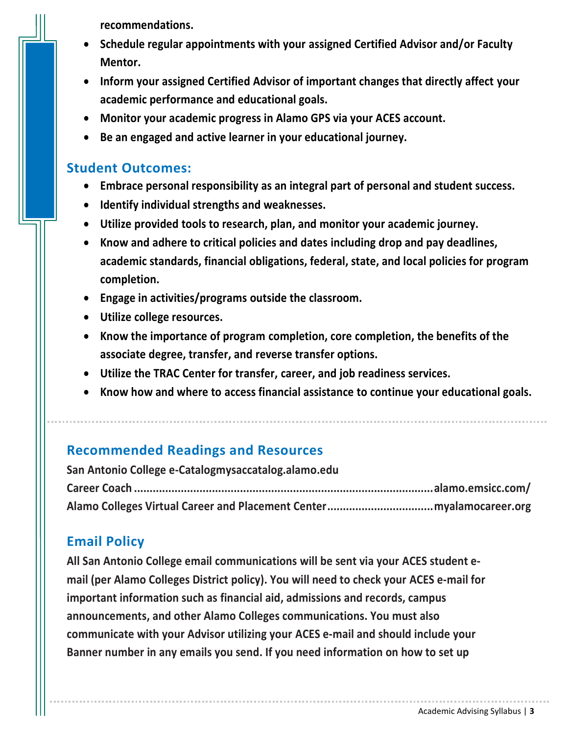**recommendations.**

- **Schedule regular appointments with your assigned Certified Advisor and/or Faculty Mentor.**
- **Inform your assigned Certified Advisor of important changes that directly affect your academic performance and educational goals.**
- **Monitor your academic progress in Alamo GPS via your ACES account.**
- **Be an engaged and active learner in your educational journey.**

## Student Outcomes:

- **Embrace personal responsibility as an integral part of personal and student success.**
- **Identify individual strengths and weaknesses.**
- **Utilize provided tools to research, plan, and monitor your academic journey.**
- **Know and adhere to critical policies and dates including drop and pay deadlines, academic standards, financial obligations, federal, state, and local policies for program completion.**
- **Engage in activities/programs outside the classroom.**
- **Utilize college resources.**
- **Know the importance of program completion, core completion, the benefits of the associate degree, transfer, and reverse transfer options.**
- **Utilize the TRAC Center for transfer, career, and job readiness services.**
- **Know how and where to access financial assistance to continue your educational goals.**

## Recommended Readings and Resources

**San Antonio College e-Catalogmysaccatalog.alamo.edu**
**Career Coach ................................................................................alamo.emsicc.com/**
**Alamo Colleges Virtual Career and Placement Center.................................myalamocareer.org**

## Email Policy

**All San Antonio College email communications will be sent via your ACES student e-mail (per Alamo Colleges District policy). You will need to check your ACES e-mail for important information such as financial aid, admissions and records, campus announcements, and other Alamo Colleges communications. You must also communicate with your Advisor utilizing your ACES e-mail and should include your Banner number in any emails you send. If you need information on how to set up**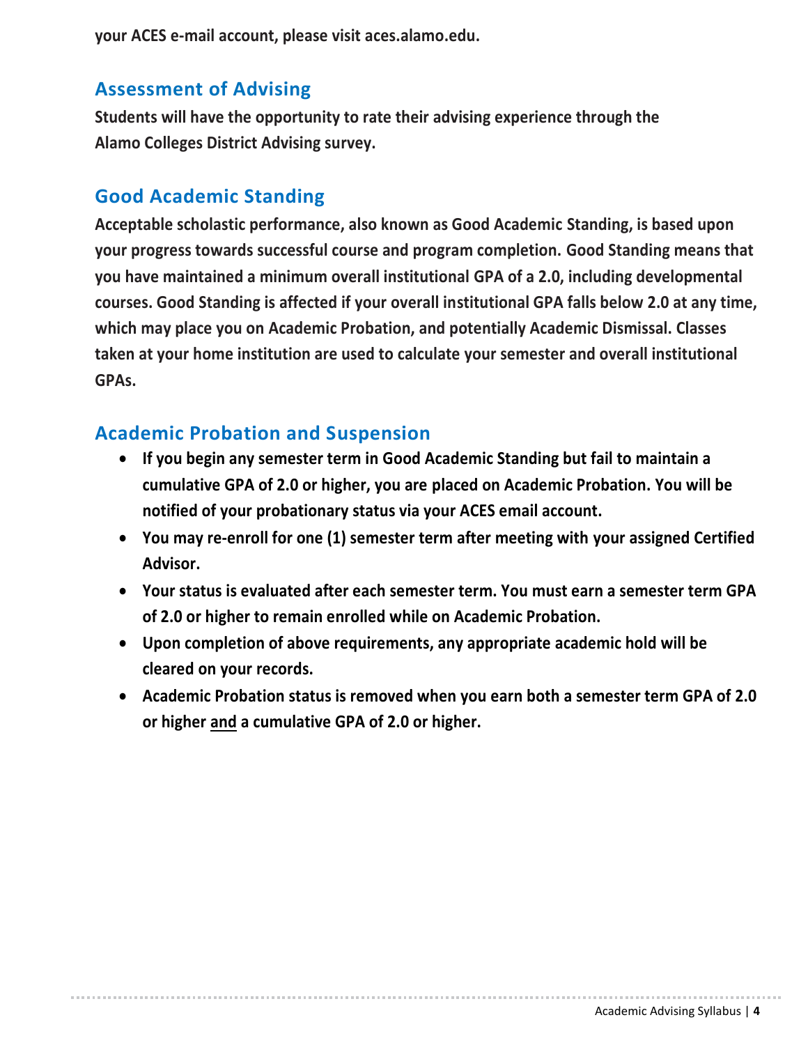**your ACES e-mail account, please visit aces.alamo.edu.**

## Assessment of Advising

**Students will have the opportunity to rate their advising experience through the Alamo Colleges District Advising survey.**

## Good Academic Standing

**Acceptable scholastic performance, also known as Good Academic Standing, is based upon your progress towards successful course and program completion. Good Standing means that you have maintained a minimum overall institutional GPA of a 2.0, including developmental courses. Good Standing is affected if your overall institutional GPA falls below 2.0 at any time, which may place you on Academic Probation, and potentially Academic Dismissal. Classes taken at your home institution are used to calculate your semester and overall institutional GPAs.**

## Academic Probation and Suspension

- **If you begin any semester term in Good Academic Standing but fail to maintain a cumulative GPA of 2.0 or higher, you are placed on Academic Probation. You will be notified of your probationary status via your ACES email account.**
- **You may re-enroll for one (1) semester term after meeting with your assigned Certified Advisor.**
- **Your status is evaluated after each semester term. You must earn a semester term GPA of 2.0 or higher to remain enrolled while on Academic Probation.**
- **Upon completion of above requirements, any appropriate academic hold will be cleared on your records.**
- **Academic Probation status is removed when you earn both a semester term GPA of 2.0 or higher <u>and</u> a cumulative GPA of 2.0 or higher.**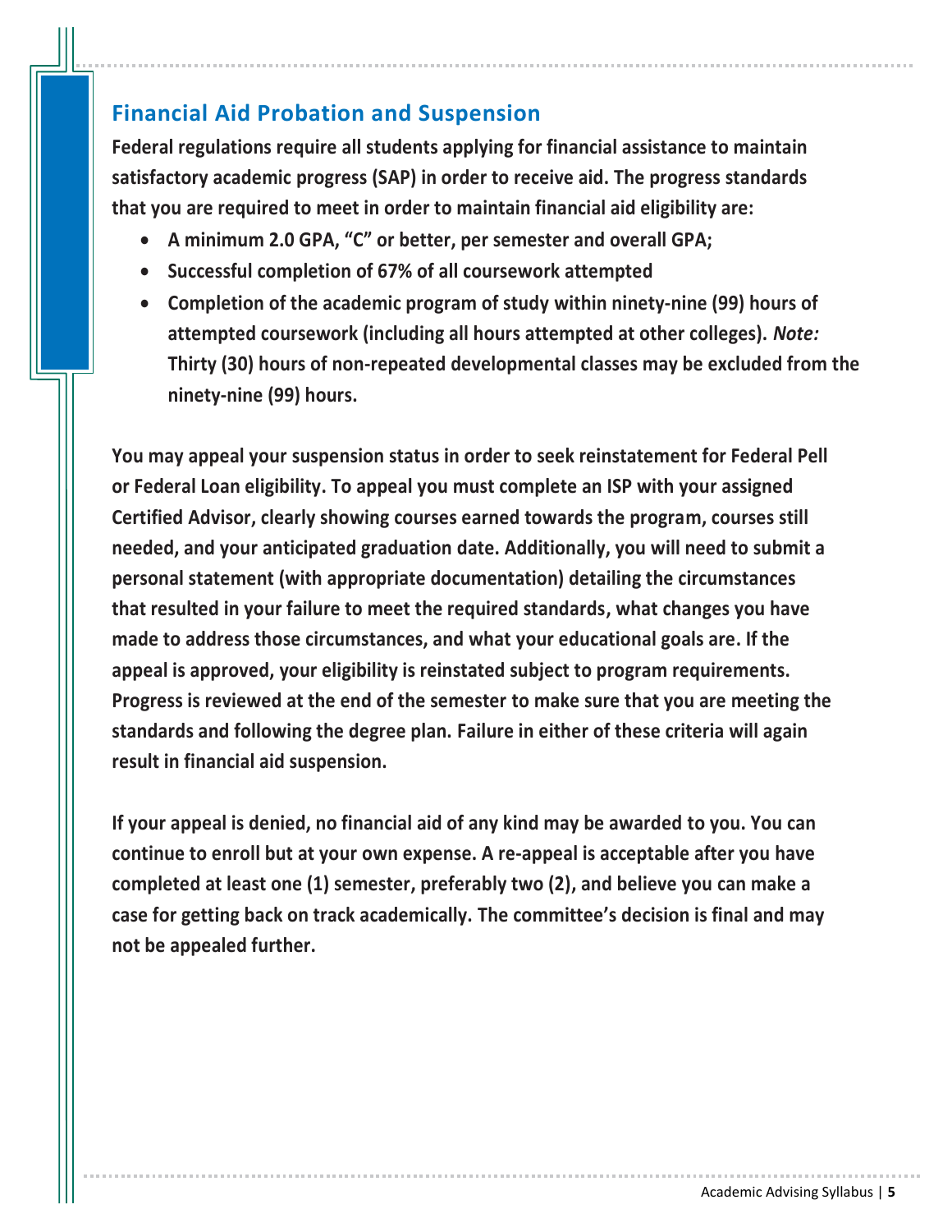## Financial Aid Probation and Suspension

**Federal regulations require all students applying for financial assistance to maintain satisfactory academic progress (SAP) in order to receive aid. The progress standards that you are required to meet in order to maintain financial aid eligibility are:**

- **A minimum 2.0 GPA, "C" or better, per semester and overall GPA;**
- **Successful completion of 67% of all coursework attempted**
- **Completion of the academic program of study within ninety-nine (99) hours of attempted coursework (including all hours attempted at other colleges).** ***Note:*** **Thirty (30) hours of non-repeated developmental classes may be excluded from the ninety-nine (99) hours.**

**You may appeal your suspension status in order to seek reinstatement for Federal Pell or Federal Loan eligibility. To appeal you must complete an ISP with your assigned Certified Advisor, clearly showing courses earned towards the program, courses still needed, and your anticipated graduation date. Additionally, you will need to submit a personal statement (with appropriate documentation) detailing the circumstances that resulted in your failure to meet the required standards, what changes you have made to address those circumstances, and what your educational goals are. If the appeal is approved, your eligibility is reinstated subject to program requirements. Progress is reviewed at the end of the semester to make sure that you are meeting the standards and following the degree plan. Failure in either of these criteria will again result in financial aid suspension.**

**If your appeal is denied, no financial aid of any kind may be awarded to you. You can continue to enroll but at your own expense. A re-appeal is acceptable after you have completed at least one (1) semester, preferably two (2), and believe you can make a case for getting back on track academically. The committee's decision is final and may not be appealed further.**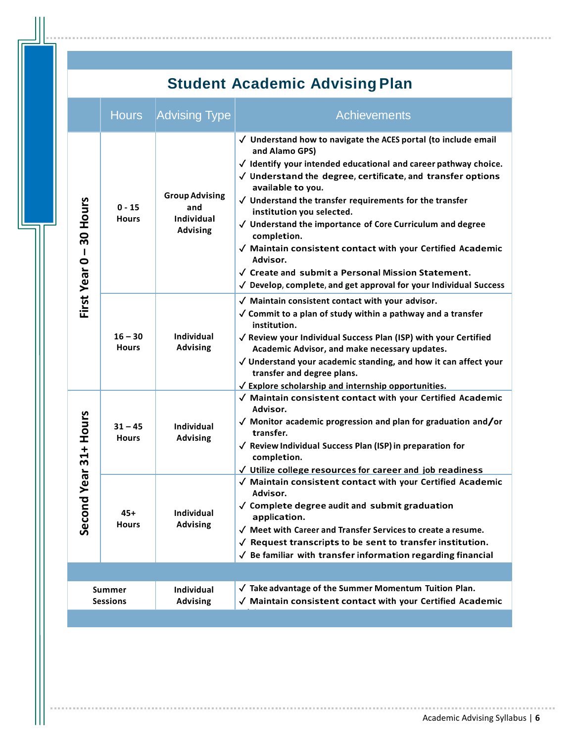## Student Academic Advising Plan

| | Hours | Advising Type | Achievements |
|---|---|---|---|
| First Year 0 – 30 Hours | 0 - 15 Hours | Group Advising and Individual Advising | ✓ Understand how to navigate the ACES portal (to include email and Alamo GPS)<br>✓ Identify your intended educational and career pathway choice.<br>✓ Understand the degree, certificate, and transfer options available to you.<br>✓ Understand the transfer requirements for the transfer institution you selected.<br>✓ Understand the importance of Core Curriculum and degree completion.<br>✓ Maintain consistent contact with your Certified Academic Advisor.<br>✓ Create and submit a Personal Mission Statement.<br>✓ Develop, complete, and get approval for your Individual Success |
| | 16 – 30 Hours | Individual Advising | ✓ Maintain consistent contact with your advisor.<br>✓ Commit to a plan of study within a pathway and a transfer institution.<br>✓ Review your Individual Success Plan (ISP) with your Certified Academic Advisor, and make necessary updates.<br>✓ Understand your academic standing, and how it can affect your transfer and degree plans.<br>✓ Explore scholarship and internship opportunities. |
| Second Year 31+ Hours | 31 – 45 Hours | Individual Advising | ✓ Maintain consistent contact with your Certified Academic Advisor.<br>✓ Monitor academic progression and plan for graduation and/or transfer.<br>✓ Review Individual Success Plan (ISP) in preparation for completion.<br>✓ Utilize college resources for career and job readiness |
| | 45+ Hours | Individual Advising | ✓ Maintain consistent contact with your Certified Academic Advisor.<br>✓ Complete degree audit and submit graduation application.<br>✓ Meet with Career and Transfer Services to create a resume.<br>✓ Request transcripts to be sent to transfer institution.<br>✓ Be familiar with transfer information regarding financial |
| Summer Sessions | | Individual Advising | ✓ Take advantage of the Summer Momentum Tuition Plan.<br>✓ Maintain consistent contact with your Certified Academic |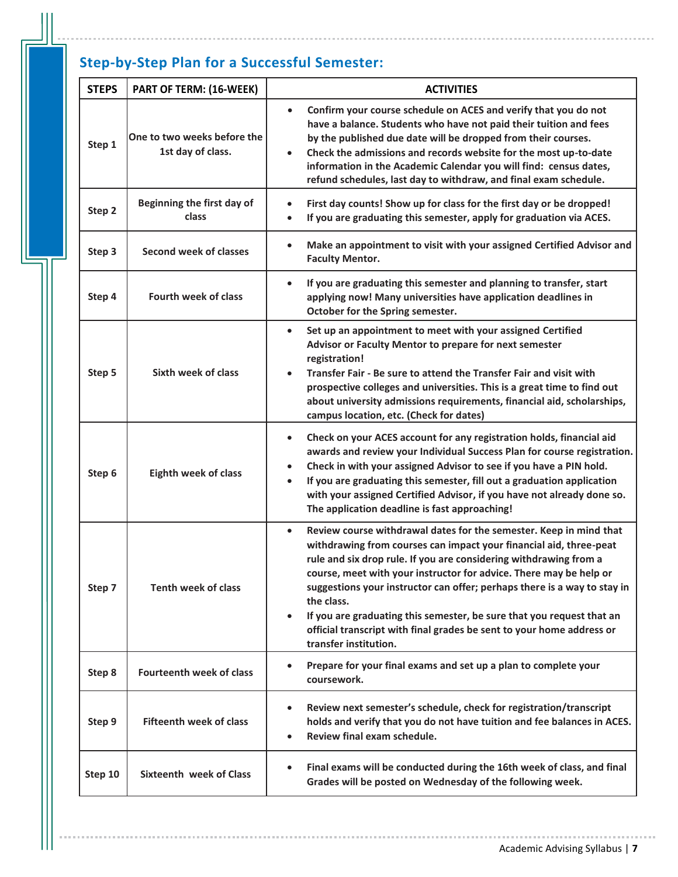## Step-by-Step Plan for a Successful Semester:

| STEPS | PART OF TERM: (16-WEEK) | ACTIVITIES |
|---|---|---|
| Step 1 | One to two weeks before the 1st day of class. | • Confirm your course schedule on ACES and verify that you do not have a balance. Students who have not paid their tuition and fees by the published due date will be dropped from their courses.<br>• Check the admissions and records website for the most up-to-date information in the Academic Calendar you will find: census dates, refund schedules, last day to withdraw, and final exam schedule. |
| Step 2 | Beginning the first day of class | • First day counts! Show up for class for the first day or be dropped!<br>• If you are graduating this semester, apply for graduation via ACES. |
| Step 3 | Second week of classes | • Make an appointment to visit with your assigned Certified Advisor and Faculty Mentor. |
| Step 4 | Fourth week of class | • If you are graduating this semester and planning to transfer, start applying now! Many universities have application deadlines in October for the Spring semester. |
| Step 5 | Sixth week of class | • Set up an appointment to meet with your assigned Certified Advisor or Faculty Mentor to prepare for next semester registration!<br>• Transfer Fair - Be sure to attend the Transfer Fair and visit with prospective colleges and universities. This is a great time to find out about university admissions requirements, financial aid, scholarships, campus location, etc. (Check for dates) |
| Step 6 | Eighth week of class | • Check on your ACES account for any registration holds, financial aid awards and review your Individual Success Plan for course registration.<br>• Check in with your assigned Advisor to see if you have a PIN hold.<br>• If you are graduating this semester, fill out a graduation application with your assigned Certified Advisor, if you have not already done so. The application deadline is fast approaching! |
| Step 7 | Tenth week of class | • Review course withdrawal dates for the semester. Keep in mind that withdrawing from courses can impact your financial aid, three-peat rule and six drop rule. If you are considering withdrawing from a course, meet with your instructor for advice. There may be help or suggestions your instructor can offer; perhaps there is a way to stay in the class.<br>• If you are graduating this semester, be sure that you request that an official transcript with final grades be sent to your home address or transfer institution. |
| Step 8 | Fourteenth week of class | • Prepare for your final exams and set up a plan to complete your coursework. |
| Step 9 | Fifteenth week of class | • Review next semester's schedule, check for registration/transcript holds and verify that you do not have tuition and fee balances in ACES.<br>• Review final exam schedule. |
| Step 10 | Sixteenth week of Class | • Final exams will be conducted during the 16th week of class, and final Grades will be posted on Wednesday of the following week. |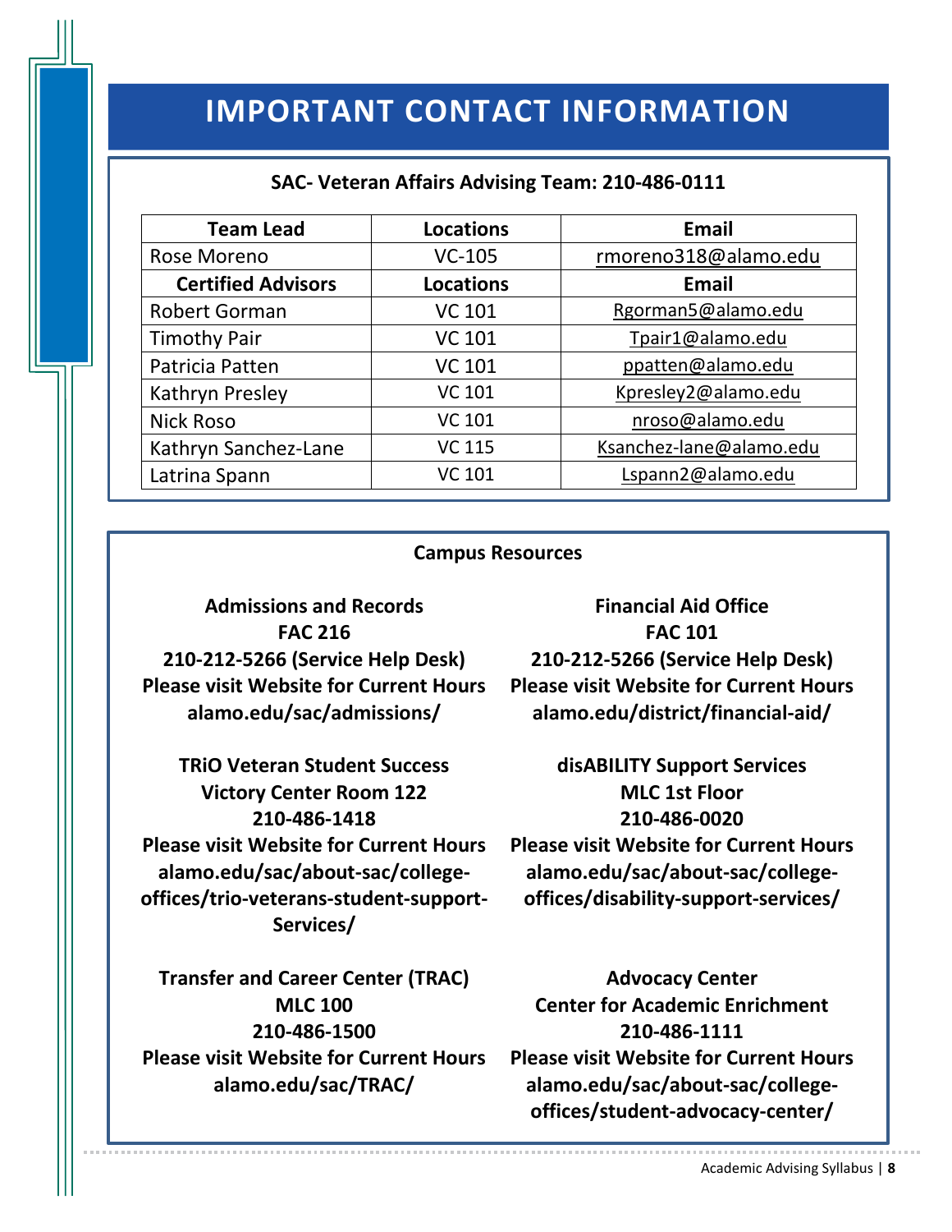# IMPORTANT CONTACT INFORMATION

**SAC- Veteran Affairs Advising Team: 210-486-0111**

| Team Lead | Locations | Email |
|---|---|---|
| Rose Moreno | VC-105 | rmoreno318@alamo.edu |
| **Certified Advisors** | **Locations** | **Email** |
| Robert Gorman | VC 101 | Rgorman5@alamo.edu |
| Timothy Pair | VC 101 | Tpair1@alamo.edu |
| Patricia Patten | VC 101 | ppatten@alamo.edu |
| Kathryn Presley | VC 101 | Kpresley2@alamo.edu |
| Nick Roso | VC 101 | nroso@alamo.edu |
| Kathryn Sanchez-Lane | VC 115 | Ksanchez-lane@alamo.edu |
| Latrina Spann | VC 101 | Lspann2@alamo.edu |

**Campus Resources**

**Admissions and Records**
**FAC 216**
**210-212-5266 (Service Help Desk)**
**Please visit Website for Current Hours**
**alamo.edu/sac/admissions/**

**Financial Aid Office**
**FAC 101**
**210-212-5266 (Service Help Desk)**
**Please visit Website for Current Hours**
**alamo.edu/district/financial-aid/**

**TRiO Veteran Student Success**
**Victory Center Room 122**
**210-486-1418**
**Please visit Website for Current Hours**
**alamo.edu/sac/about-sac/college-offices/trio-veterans-student-support-Services/**

**disABILITY Support Services**
**MLC 1st Floor**
**210-486-0020**
**Please visit Website for Current Hours**
**alamo.edu/sac/about-sac/college-offices/disability-support-services/**

**Transfer and Career Center (TRAC)**
**MLC 100**
**210-486-1500**
**Please visit Website for Current Hours**
**alamo.edu/sac/TRAC/**

**Advocacy Center**
**Center for Academic Enrichment**
**210-486-1111**
**Please visit Website for Current Hours**
**alamo.edu/sac/about-sac/college-offices/student-advocacy-center/**